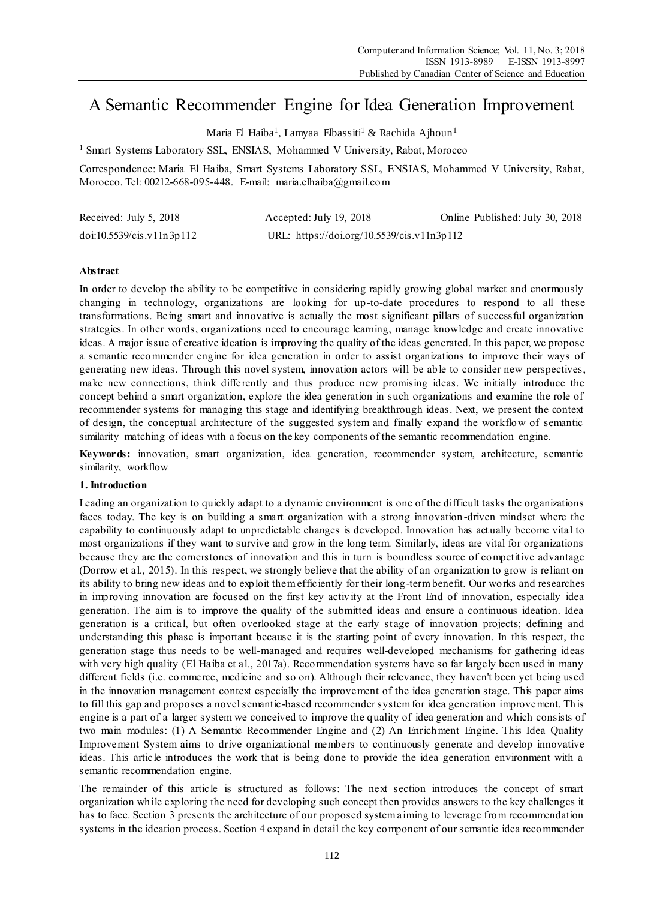# A Semantic Recommender Engine for Idea Generation Improvement

Maria El Haiba[1], Lamyaa Elbassiti[1] & Rachida Ajhoun[1]

[1] Smart Systems Laboratory SSL, ENSIAS, Mohammed V University, Rabat, Morocco

Correspondence: Maria El Haiba, Smart Systems Laboratory SSL, ENSIAS, Mohammed V University, Rabat, Morocco. Tel: 00212-668-095-448. E-mail: maria.elhaiba@gmail.com

Received: July 5, 2018 Accepted: July 19, 2018 Online Published: July 30, 2018

doi:10.5539/cis.v11n3p112 URL: https://doi.org/10.5539/cis.v11n3p112

## Abstract

In order to develop the ability to be competitive in considering rapidly growing global market and enormously changing in technology, organizations are looking for up-to-date procedures to respond to all these transformations. Being smart and innovative is actually the most significant pillars of successful organization strategies. In other words, organizations need to encourage learning, manage knowledge and create innovative ideas. A major issue of creative ideation is improving the quality of the ideas generated. In this paper, we propose a semantic recommender engine for idea generation in order to assist organizations to improve their ways of generating new ideas. Through this novel system, innovation actors will be able to consider new perspectives, make new connections, think differently and thus produce new promising ideas. We initially introduce the concept behind a smart organization, explore the idea generation in such organizations and examine the role of recommender systems for managing this stage and identifying breakthrough ideas. Next, we present the context of design, the conceptual architecture of the suggested system and finally expand the workflow of semantic similarity matching of ideas with a focus on the key components of the semantic recommendation engine.

**Keywords:** innovation, smart organization, idea generation, recommender system, architecture, semantic similarity, workflow

## 1. Introduction

Leading an organization to quickly adapt to a dynamic environment is one of the difficult tasks the organizations faces today. The key is on building a smart organization with a strong innovation-driven mindset where the capability to continuously adapt to unpredictable changes is developed. Innovation has actually become vital to most organizations if they want to survive and grow in the long term. Similarly, ideas are vital for organizations because they are the cornerstones of innovation and this in turn is boundless source of competitive advantage (Dorrow et al., 2015). In this respect, we strongly believe that the ability of an organization to grow is reliant on its ability to bring new ideas and to exploit them efficiently for their long-term benefit. Our works and researches in improving innovation are focused on the first key activity at the Front End of innovation, especially idea generation. The aim is to improve the quality of the submitted ideas and ensure a continuous ideation. Idea generation is a critical, but often overlooked stage at the early stage of innovation projects; defining and understanding this phase is important because it is the starting point of every innovation. In this respect, the generation stage thus needs to be well-managed and requires well-developed mechanisms for gathering ideas with very high quality (El Haiba et al., 2017a). Recommendation systems have so far largely been used in many different fields (i.e. commerce, medicine and so on). Although their relevance, they haven't been yet being used in the innovation management context especially the improvement of the idea generation stage. This paper aims to fill this gap and proposes a novel semantic-based recommender system for idea generation improvement. This engine is a part of a larger system we conceived to improve the quality of idea generation and which consists of two main modules: (1) A Semantic Recommender Engine and (2) An Enrichment Engine. This Idea Quality Improvement System aims to drive organizational members to continuously generate and develop innovative ideas. This article introduces the work that is being done to provide the idea generation environment with a semantic recommendation engine.

The remainder of this article is structured as follows: The next section introduces the concept of smart organization while exploring the need for developing such concept then provides answers to the key challenges it has to face. Section 3 presents the architecture of our proposed system aiming to leverage from recommendation systems in the ideation process. Section 4 expand in detail the key component of our semantic idea recommender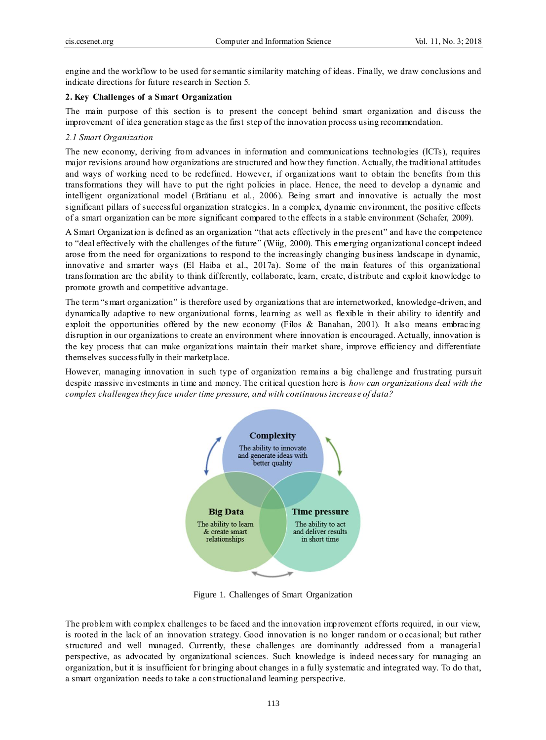engine and the workflow to be used for semantic similarity matching of ideas. Finally, we draw conclusions and indicate directions for future research in Section 5.

## 2. Key Challenges of a Smart Organization

The main purpose of this section is to present the concept behind smart organization and discuss the improvement of idea generation stage as the first step of the innovation process using recommendation.

### *2.1 Smart Organization*

The new economy, deriving from advances in information and communications technologies (ICTs), requires major revisions around how organizations are structured and how they function. Actually, the traditional attitudes and ways of working need to be redefined. However, if organizations want to obtain the benefits from this transformations they will have to put the right policies in place. Hence, the need to develop a dynamic and intelligent organizational model (Brătianu et al., 2006). Being smart and innovative is actually the most significant pillars of successful organization strategies. In a complex, dynamic environment, the positive effects of a smart organization can be more significant compared to the effects in a stable environment (Schafer, 2009).

A Smart Organization is defined as an organization "that acts effectively in the present" and have the competence to "deal effectively with the challenges of the future" (Wiig, 2000). This emerging organizational concept indeed arose from the need for organizations to respond to the increasingly changing business landscape in dynamic, innovative and smarter ways (El Haiba et al., 2017a). Some of the main features of this organizational transformation are the ability to think differently, collaborate, learn, create, distribute and exploit knowledge to promote growth and competitive advantage.

The term "smart organization" is therefore used by organizations that are internetworked, knowledge-driven, and dynamically adaptive to new organizational forms, learning as well as flexible in their ability to identify and exploit the opportunities offered by the new economy (Filos & Banahan, 2001). It also means embracing disruption in our organizations to create an environment where innovation is encouraged. Actually, innovation is the key process that can make organizations maintain their market share, improve efficiency and differentiate themselves successfully in their marketplace.

However, managing innovation in such type of organization remains a big challenge and frustrating pursuit despite massive investments in time and money. The critical question here is *how can organizations deal with the complex challenges they face under time pressure, and with continuous increase of data?*

**Complexity**
The ability to innovate and generate ideas with better quality

**Big Data**
The ability to learn & create smart relationships

**Time pressure**
The ability to act and deliver results in short time

Figure 1. Challenges of Smart Organization

The problem with complex challenges to be faced and the innovation improvement efforts required, in our view, is rooted in the lack of an innovation strategy. Good innovation is no longer random or occasional; but rather structured and well managed. Currently, these challenges are dominantly addressed from a managerial perspective, as advocated by organizational sciences. Such knowledge is indeed necessary for managing an organization, but it is insufficient for bringing about changes in a fully systematic and integrated way. To do that, a smart organization needs to take a constructional and learning perspective.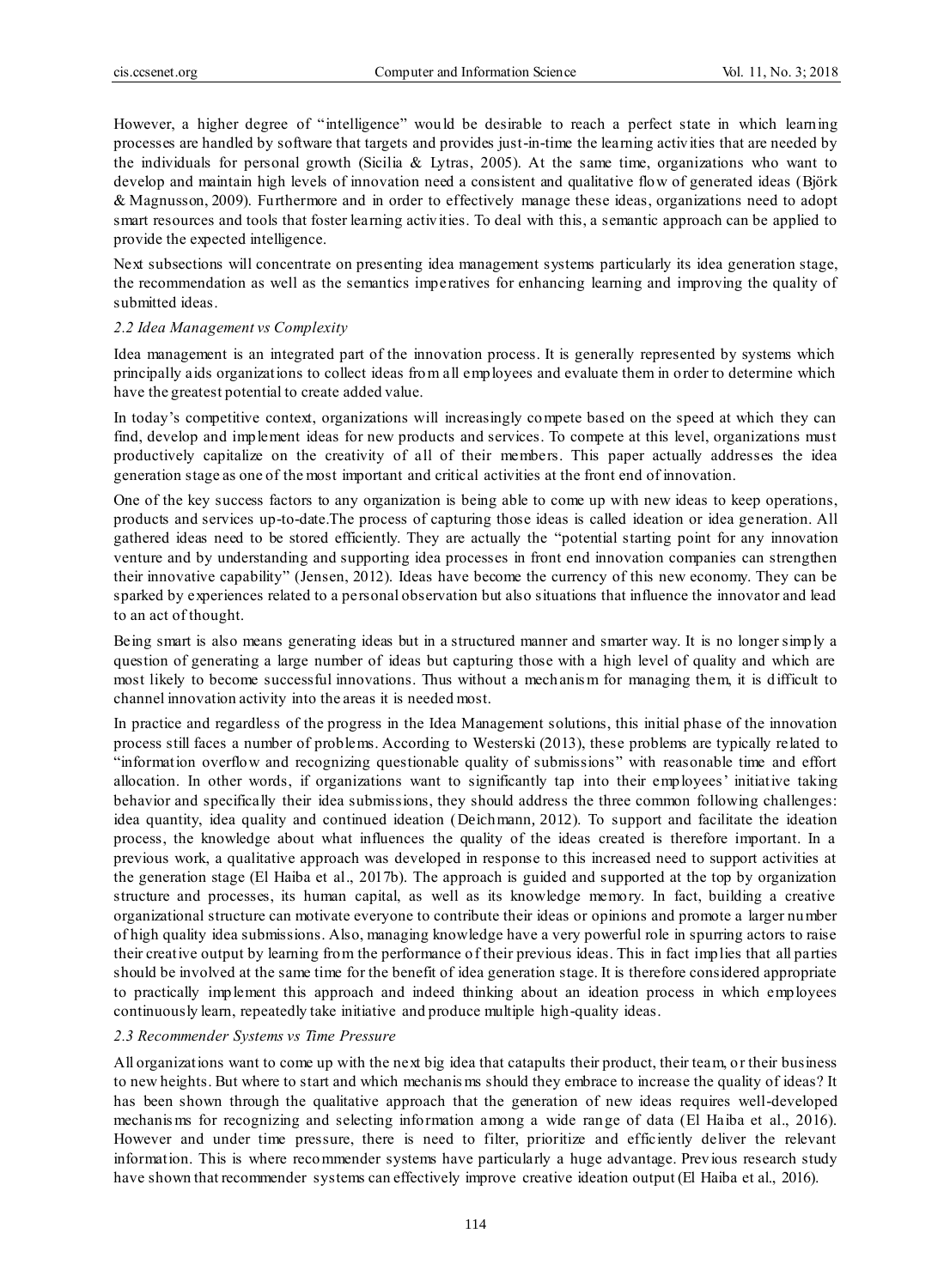However, a higher degree of "intelligence" would be desirable to reach a perfect state in which learning processes are handled by software that targets and provides just-in-time the learning activities that are needed by the individuals for personal growth (Sicilia & Lytras, 2005). At the same time, organizations who want to develop and maintain high levels of innovation need a consistent and qualitative flow of generated ideas (Björk & Magnusson, 2009). Furthermore and in order to effectively manage these ideas, organizations need to adopt smart resources and tools that foster learning activities. To deal with this, a semantic approach can be applied to provide the expected intelligence.

Next subsections will concentrate on presenting idea management systems particularly its idea generation stage, the recommendation as well as the semantics imperatives for enhancing learning and improving the quality of submitted ideas.

### *2.2 Idea Management vs Complexity*

Idea management is an integrated part of the innovation process. It is generally represented by systems which principally aids organizations to collect ideas from all employees and evaluate them in order to determine which have the greatest potential to create added value.

In today's competitive context, organizations will increasingly compete based on the speed at which they can find, develop and implement ideas for new products and services. To compete at this level, organizations must productively capitalize on the creativity of all of their members. This paper actually addresses the idea generation stage as one of the most important and critical activities at the front end of innovation.

One of the key success factors to any organization is being able to come up with new ideas to keep operations, products and services up-to-date.The process of capturing those ideas is called ideation or idea generation. All gathered ideas need to be stored efficiently. They are actually the "potential starting point for any innovation venture and by understanding and supporting idea processes in front end innovation companies can strengthen their innovative capability" (Jensen, 2012). Ideas have become the currency of this new economy. They can be sparked by experiences related to a personal observation but also situations that influence the innovator and lead to an act of thought.

Being smart is also means generating ideas but in a structured manner and smarter way. It is no longer simply a question of generating a large number of ideas but capturing those with a high level of quality and which are most likely to become successful innovations. Thus without a mechanism for managing them, it is difficult to channel innovation activity into the areas it is needed most.

In practice and regardless of the progress in the Idea Management solutions, this initial phase of the innovation process still faces a number of problems. According to Westerski (2013), these problems are typically related to "information overflow and recognizing questionable quality of submissions" with reasonable time and effort allocation. In other words, if organizations want to significantly tap into their employees' initiative taking behavior and specifically their idea submissions, they should address the three common following challenges: idea quantity, idea quality and continued ideation (Deichmann, 2012). To support and facilitate the ideation process, the knowledge about what influences the quality of the ideas created is therefore important. In a previous work, a qualitative approach was developed in response to this increased need to support activities at the generation stage (El Haiba et al., 2017b). The approach is guided and supported at the top by organization structure and processes, its human capital, as well as its knowledge memory. In fact, building a creative organizational structure can motivate everyone to contribute their ideas or opinions and promote a larger number of high quality idea submissions. Also, managing knowledge have a very powerful role in spurring actors to raise their creative output by learning from the performance of their previous ideas. This in fact implies that all parties should be involved at the same time for the benefit of idea generation stage. It is therefore considered appropriate to practically implement this approach and indeed thinking about an ideation process in which employees continuously learn, repeatedly take initiative and produce multiple high-quality ideas.

### *2.3 Recommender Systems vs Time Pressure*

All organizations want to come up with the next big idea that catapults their product, their team, or their business to new heights. But where to start and which mechanisms should they embrace to increase the quality of ideas? It has been shown through the qualitative approach that the generation of new ideas requires well-developed mechanisms for recognizing and selecting information among a wide range of data (El Haiba et al., 2016). However and under time pressure, there is need to filter, prioritize and efficiently deliver the relevant information. This is where recommender systems have particularly a huge advantage. Previous research study have shown that recommender systems can effectively improve creative ideation output (El Haiba et al., 2016).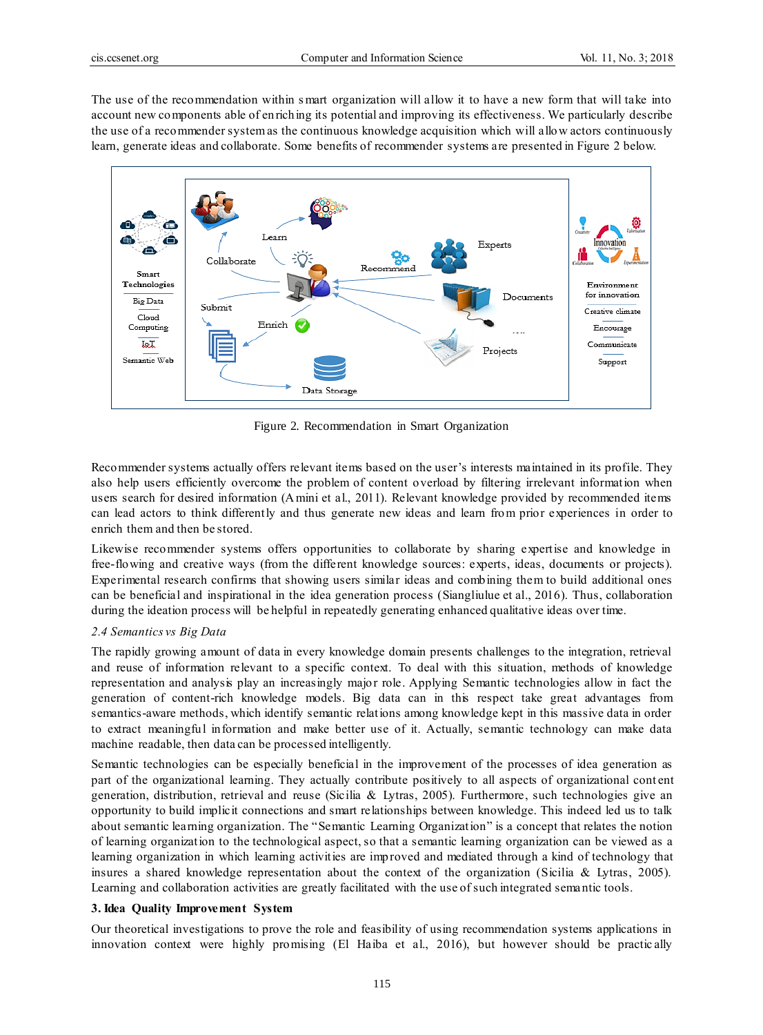The use of the recommendation within smart organization will allow it to have a new form that will take into account new components able of enriching its potential and improving its effectiveness. We particularly describe the use of a recommender system as the continuous knowledge acquisition which will allow actors continuously learn, generate ideas and collaborate. Some benefits of recommender systems are presented in Figure 2 below.

Figure 2. Recommendation in Smart Organization

Recommender systems actually offers relevant items based on the user's interests maintained in its profile. They also help users efficiently overcome the problem of content overload by filtering irrelevant information when users search for desired information (Amini et al., 2011). Relevant knowledge provided by recommended items can lead actors to think differently and thus generate new ideas and learn from prior experiences in order to enrich them and then be stored.

Likewise recommender systems offers opportunities to collaborate by sharing expertise and knowledge in free-flowing and creative ways (from the different knowledge sources: experts, ideas, documents or projects). Experimental research confirms that showing users similar ideas and combining them to build additional ones can be beneficial and inspirational in the idea generation process (Siangliulue et al., 2016). Thus, collaboration during the ideation process will be helpful in repeatedly generating enhanced qualitative ideas over time.

### *2.4 Semantics vs Big Data*

The rapidly growing amount of data in every knowledge domain presents challenges to the integration, retrieval and reuse of information relevant to a specific context. To deal with this situation, methods of knowledge representation and analysis play an increasingly major role. Applying Semantic technologies allow in fact the generation of content-rich knowledge models. Big data can in this respect take great advantages from semantics-aware methods, which identify semantic relations among knowledge kept in this massive data in order to extract meaningful information and make better use of it. Actually, semantic technology can make data machine readable, then data can be processed intelligently.

Semantic technologies can be especially beneficial in the improvement of the processes of idea generation as part of the organizational learning. They actually contribute positively to all aspects of organizational content generation, distribution, retrieval and reuse (Sicilia & Lytras, 2005). Furthermore, such technologies give an opportunity to build implicit connections and smart relationships between knowledge. This indeed led us to talk about semantic learning organization. The "Semantic Learning Organization" is a concept that relates the notion of learning organization to the technological aspect, so that a semantic learning organization can be viewed as a learning organization in which learning activities are improved and mediated through a kind of technology that insures a shared knowledge representation about the context of the organization (Sicilia & Lytras, 2005). Learning and collaboration activities are greatly facilitated with the use of such integrated semantic tools.

## 3. Idea Quality Improvement System

Our theoretical investigations to prove the role and feasibility of using recommendation systems applications in innovation context were highly promising (El Haiba et al., 2016), but however should be practically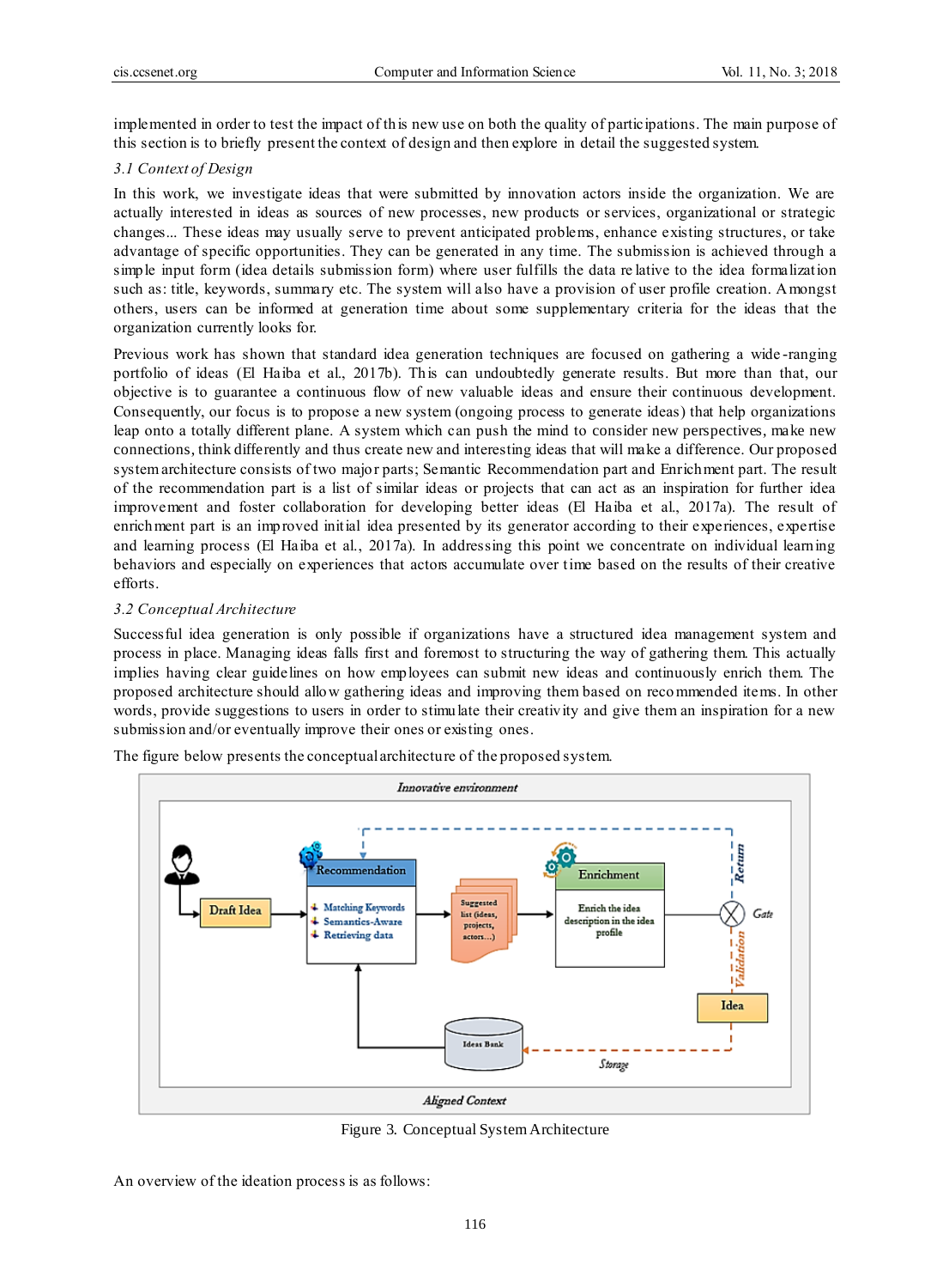implemented in order to test the impact of this new use on both the quality of participations. The main purpose of this section is to briefly present the context of design and then explore in detail the suggested system.

### 3.1 Context of Design

In this work, we investigate ideas that were submitted by innovation actors inside the organization. We are actually interested in ideas as sources of new processes, new products or services, organizational or strategic changes... These ideas may usually serve to prevent anticipated problems, enhance existing structures, or take advantage of specific opportunities. They can be generated in any time. The submission is achieved through a simple input form (idea details submission form) where user fulfills the data relative to the idea formalization such as: title, keywords, summary etc. The system will also have a provision of user profile creation. Amongst others, users can be informed at generation time about some supplementary criteria for the ideas that the organization currently looks for.

Previous work has shown that standard idea generation techniques are focused on gathering a wide-ranging portfolio of ideas (El Haiba et al., 2017b). This can undoubtedly generate results. But more than that, our objective is to guarantee a continuous flow of new valuable ideas and ensure their continuous development. Consequently, our focus is to propose a new system (ongoing process to generate ideas) that help organizations leap onto a totally different plane. A system which can push the mind to consider new perspectives, make new connections, think differently and thus create new and interesting ideas that will make a difference. Our proposed system architecture consists of two major parts; Semantic Recommendation part and Enrichment part. The result of the recommendation part is a list of similar ideas or projects that can act as an inspiration for further idea improvement and foster collaboration for developing better ideas (El Haiba et al., 2017a). The result of enrichment part is an improved initial idea presented by its generator according to their experiences, expertise and learning process (El Haiba et al., 2017a). In addressing this point we concentrate on individual learning behaviors and especially on experiences that actors accumulate over time based on the results of their creative efforts.

### 3.2 Conceptual Architecture

Successful idea generation is only possible if organizations have a structured idea management system and process in place. Managing ideas falls first and foremost to structuring the way of gathering them. This actually implies having clear guidelines on how employees can submit new ideas and continuously enrich them. The proposed architecture should allow gathering ideas and improving them based on recommended items. In other words, provide suggestions to users in order to stimulate their creativity and give them an inspiration for a new submission and/or eventually improve their ones or existing ones.

The figure below presents the conceptual architecture of the proposed system.

Figure 3. Conceptual System Architecture

An overview of the ideation process is as follows: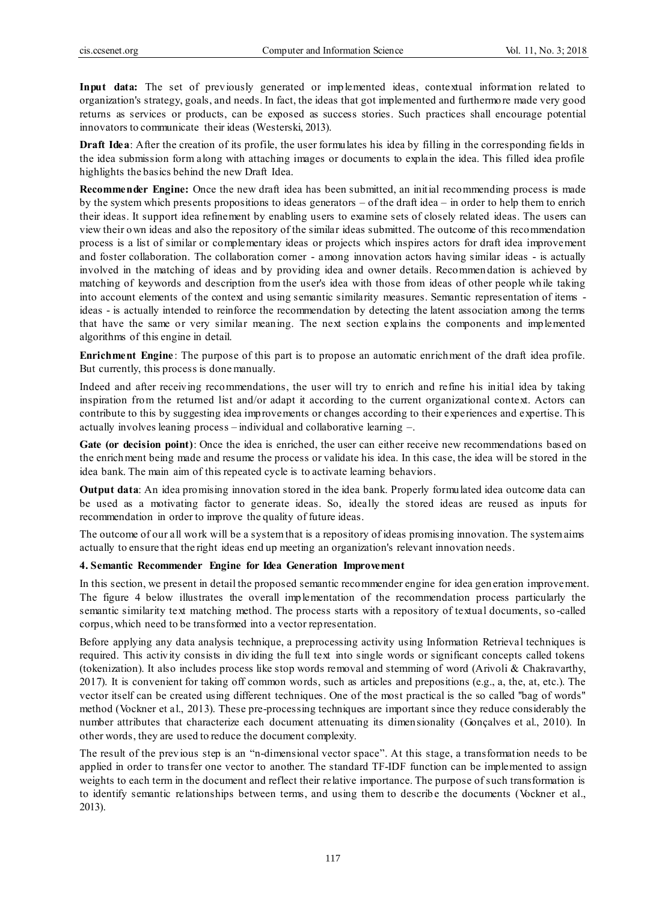**Input data:** The set of previously generated or implemented ideas, contextual information related to organization's strategy, goals, and needs. In fact, the ideas that got implemented and furthermore made very good returns as services or products, can be exposed as success stories. Such practices shall encourage potential innovators to communicate their ideas (Westerski, 2013).

**Draft Idea**: After the creation of its profile, the user formulates his idea by filling in the corresponding fields in the idea submission form along with attaching images or documents to explain the idea. This filled idea profile highlights the basics behind the new Draft Idea.

**Recommender Engine:** Once the new draft idea has been submitted, an initial recommending process is made by the system which presents propositions to ideas generators – of the draft idea – in order to help them to enrich their ideas. It support idea refinement by enabling users to examine sets of closely related ideas. The users can view their own ideas and also the repository of the similar ideas submitted. The outcome of this recommendation process is a list of similar or complementary ideas or projects which inspires actors for draft idea improvement and foster collaboration. The collaboration corner - among innovation actors having similar ideas - is actually involved in the matching of ideas and by providing idea and owner details. Recommendation is achieved by matching of keywords and description from the user's idea with those from ideas of other people while taking into account elements of the context and using semantic similarity measures. Semantic representation of items - ideas - is actually intended to reinforce the recommendation by detecting the latent association among the terms that have the same or very similar meaning. The next section explains the components and implemented algorithms of this engine in detail.

**Enrichment Engine**: The purpose of this part is to propose an automatic enrichment of the draft idea profile. But currently, this process is done manually.

Indeed and after receiving recommendations, the user will try to enrich and refine his initial idea by taking inspiration from the returned list and/or adapt it according to the current organizational context. Actors can contribute to this by suggesting idea improvements or changes according to their experiences and expertise. This actually involves leaning process – individual and collaborative learning –.

**Gate (or decision point)**: Once the idea is enriched, the user can either receive new recommendations based on the enrichment being made and resume the process or validate his idea. In this case, the idea will be stored in the idea bank. The main aim of this repeated cycle is to activate learning behaviors.

**Output data**: An idea promising innovation stored in the idea bank. Properly formulated idea outcome data can be used as a motivating factor to generate ideas. So, ideally the stored ideas are reused as inputs for recommendation in order to improve the quality of future ideas.

The outcome of our all work will be a system that is a repository of ideas promising innovation. The system aims actually to ensure that the right ideas end up meeting an organization's relevant innovation needs.

## 4. Semantic Recommender Engine for Idea Generation Improvement

In this section, we present in detail the proposed semantic recommender engine for idea generation improvement. The figure 4 below illustrates the overall implementation of the recommendation process particularly the semantic similarity text matching method. The process starts with a repository of textual documents, so-called corpus, which need to be transformed into a vector representation.

Before applying any data analysis technique, a preprocessing activity using Information Retrieval techniques is required. This activity consists in dividing the full text into single words or significant concepts called tokens (tokenization). It also includes process like stop words removal and stemming of word (Arivoli & Chakravarthy, 2017). It is convenient for taking off common words, such as articles and prepositions (e.g., a, the, at, etc.). The vector itself can be created using different techniques. One of the most practical is the so called "bag of words" method (Vockner et al., 2013). These pre-processing techniques are important since they reduce considerably the number attributes that characterize each document attenuating its dimensionality (Gonçalves et al., 2010). In other words, they are used to reduce the document complexity.

The result of the previous step is an "n-dimensional vector space". At this stage, a transformation needs to be applied in order to transfer one vector to another. The standard TF-IDF function can be implemented to assign weights to each term in the document and reflect their relative importance. The purpose of such transformation is to identify semantic relationships between terms, and using them to describe the documents (Vockner et al., 2013).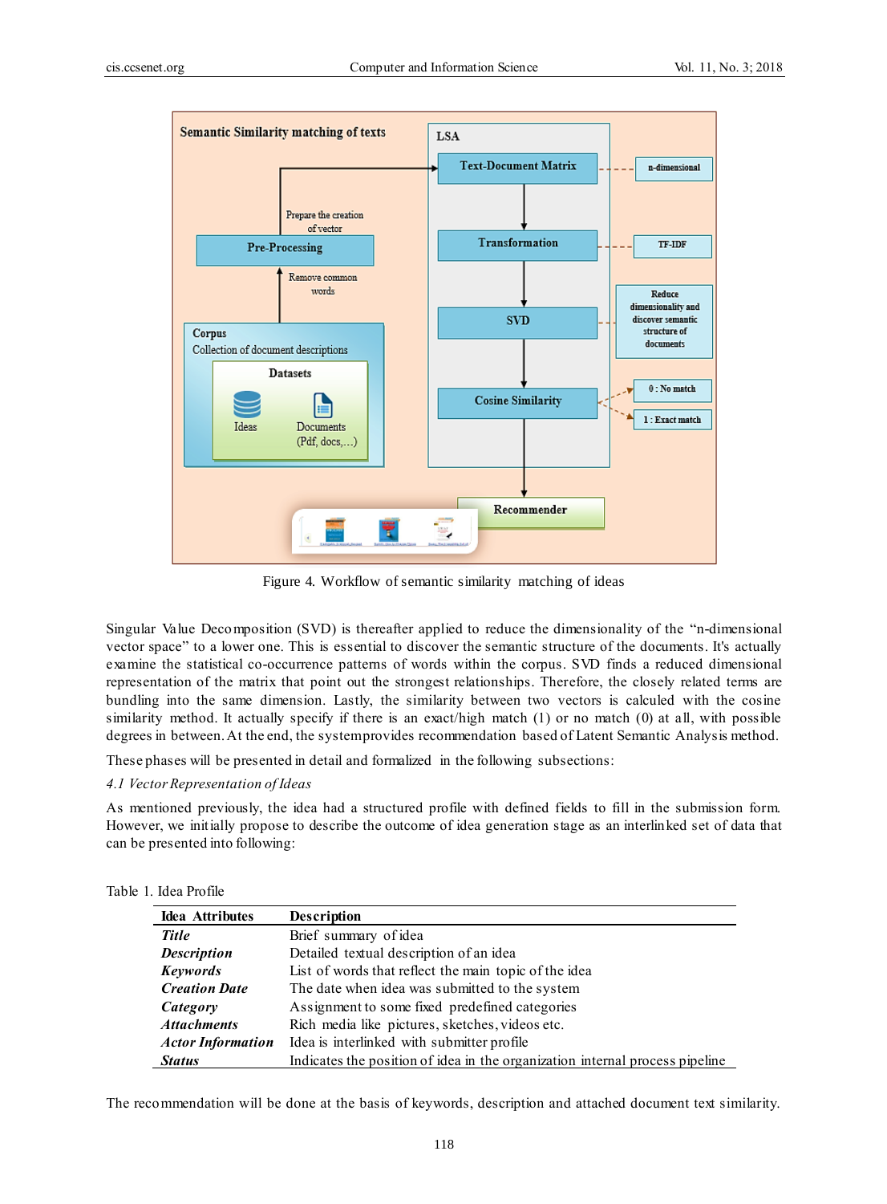Figure 4. Workflow of semantic similarity matching of ideas

Singular Value Decomposition (SVD) is thereafter applied to reduce the dimensionality of the "n-dimensional vector space" to a lower one. This is essential to discover the semantic structure of the documents. It's actually examine the statistical co-occurrence patterns of words within the corpus. SVD finds a reduced dimensional representation of the matrix that point out the strongest relationships. Therefore, the closely related terms are bundling into the same dimension. Lastly, the similarity between two vectors is calculed with the cosine similarity method. It actually specify if there is an exact/high match (1) or no match (0) at all, with possible degrees in between. At the end, the systemprovides recommendation based of Latent Semantic Analysis method.

These phases will be presented in detail and formalized in the following subsections:

*4.1 Vector Representation of Ideas*

As mentioned previously, the idea had a structured profile with defined fields to fill in the submission form. However, we initially propose to describe the outcome of idea generation stage as an interlinked set of data that can be presented into following:

Table 1. Idea Profile

| Idea Attributes | Description |
|---|---|
| ***Title*** | Brief summary of idea |
| ***Description*** | Detailed textual description of an idea |
| ***Keywords*** | List of words that reflect the main topic of the idea |
| ***Creation Date*** | The date when idea was submitted to the system |
| ***Category*** | Assignment to some fixed predefined categories |
| ***Attachments*** | Rich media like pictures, sketches, videos etc. |
| ***Actor Information*** | Idea is interlinked with submitter profile |
| ***Status*** | Indicates the position of idea in the organization internal process pipeline |

The recommendation will be done at the basis of keywords, description and attached document text similarity.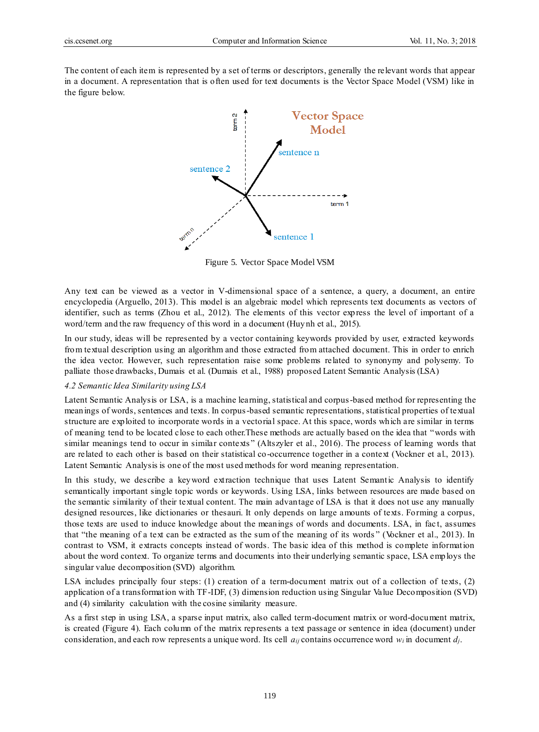The content of each item is represented by a set of terms or descriptors, generally the relevant words that appear in a document. A representation that is often used for text documents is the Vector Space Model (VSM) like in the figure below.

Figure 5. Vector Space Model VSM

Any text can be viewed as a vector in V-dimensional space of a sentence, a query, a document, an entire encyclopedia (Arguello, 2013). This model is an algebraic model which represents text documents as vectors of identifier, such as terms (Zhou et al., 2012). The elements of this vector express the level of important of a word/term and the raw frequency of this word in a document (Huynh et al., 2015).

In our study, ideas will be represented by a vector containing keywords provided by user, extracted keywords from textual description using an algorithm and those extracted from attached document. This in order to enrich the idea vector. However, such representation raise some problems related to synonymy and polysemy. To palliate those drawbacks, Dumais et al. (Dumais et al., 1988) proposed Latent Semantic Analysis (LSA)

### *4.2 Semantic Idea Similarity using LSA*

Latent Semantic Analysis or LSA, is a machine learning, statistical and corpus-based method for representing the meanings of words, sentences and texts. In corpus-based semantic representations, statistical properties of textual structure are exploited to incorporate words in a vectorial space. At this space, words which are similar in terms of meaning tend to be located close to each other.These methods are actually based on the idea that "words with similar meanings tend to occur in similar contexts" (Altszyler et al., 2016). The process of learning words that are related to each other is based on their statistical co-occurrence together in a context (Vockner et al., 2013). Latent Semantic Analysis is one of the most used methods for word meaning representation.

In this study, we describe a keyword extraction technique that uses Latent Semantic Analysis to identify semantically important single topic words or keywords. Using LSA, links between resources are made based on the semantic similarity of their textual content. The main advantage of LSA is that it does not use any manually designed resources, like dictionaries or thesauri. It only depends on large amounts of texts. Forming a corpus, those texts are used to induce knowledge about the meanings of words and documents. LSA, in fact, assumes that "the meaning of a text can be extracted as the sum of the meaning of its words" (Vockner et al., 2013). In contrast to VSM, it extracts concepts instead of words. The basic idea of this method is complete information about the word context. To organize terms and documents into their underlying semantic space, LSA employs the singular value decomposition (SVD) algorithm.

LSA includes principally four steps: (1) creation of a term-document matrix out of a collection of texts, (2) application of a transformation with TF-IDF, (3) dimension reduction using Singular Value Decomposition (SVD) and (4) similarity calculation with the cosine similarity measure.

As a first step in using LSA, a sparse input matrix, also called term-document matrix or word-document matrix, is created (Figure 4). Each column of the matrix represents a text passage or sentence in idea (document) under consideration, and each row represents a unique word. Its cell $a_{ij}$ contains occurrence word $w_i$ in document $d_j$.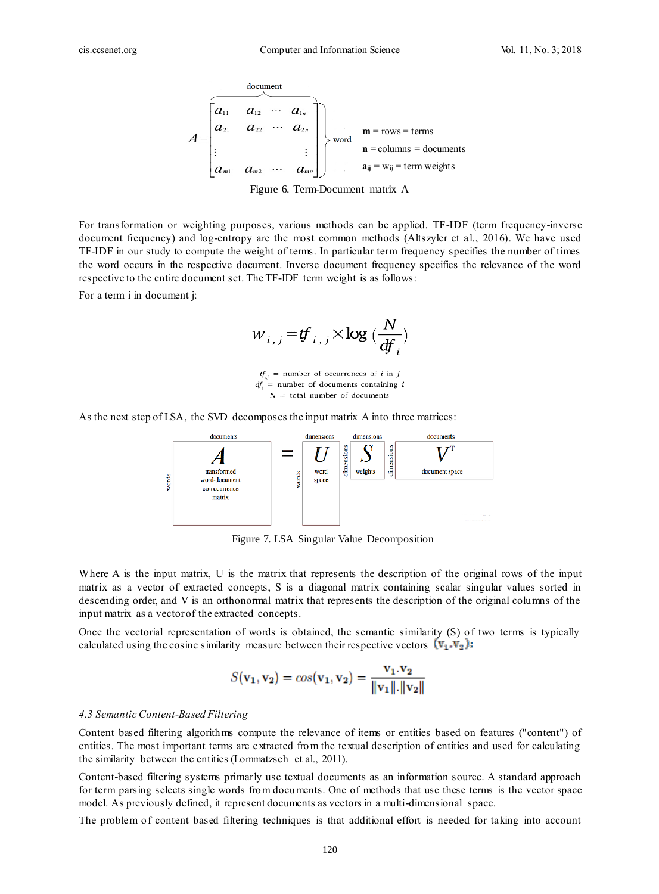$$
A = \overbrace{\begin{bmatrix} a_{11} & a_{12} & \cdots & a_{1n} \\ a_{21} & a_{22} & \cdots & a_{2n} \\ \vdots & & & \vdots \\ a_{m1} & a_{m2} & \cdots & a_{mn} \end{bmatrix}}^{\text{document}} \Big\} \text{word}
$$

**m** = rows = terms

**n** = columns = documents

$\mathbf{a_{ij}}$ = $w_{ij}$ = term weights

Figure 6. Term-Document matrix A

For transformation or weighting purposes, various methods can be applied. TF-IDF (term frequency-inverse document frequency) and log-entropy are the most common methods (Altszyler et al., 2016). We have used TF-IDF in our study to compute the weight of terms. In particular term frequency specifies the number of times the word occurs in the respective document. Inverse document frequency specifies the relevance of the word respective to the entire document set. The TF-IDF term weight is as follows:

For a term i in document j:

$$
w_{i,j} = tf_{i,j} \times \log\left(\frac{N}{df_i}\right)
$$

$tf_{i,j}$ = number of occurrences of $i$ in $j$

$df_i$ = number of documents containing $i$

$N$ = total number of documents

As the next step of LSA, the SVD decomposes the input matrix A into three matrices:

| documents | | dimensions | dimensions | documents |
|---|---|---|---|---|
| **A** transformed word-document co-occurrence matrix (words) | = | **U** word space (words) | **S** weights (dimensions) | $V^T$ document space (dimensions) |

Figure 7. LSA Singular Value Decomposition

Where A is the input matrix, U is the matrix that represents the description of the original rows of the input matrix as a vector of extracted concepts, S is a diagonal matrix containing scalar singular values sorted in descending order, and V is an orthonormal matrix that represents the description of the original columns of the input matrix as a vector of the extracted concepts.

Once the vectorial representation of words is obtained, the semantic similarity (S) of two terms is typically calculated using the cosine similarity measure between their respective vectors $(\mathbf{v_1}, \mathbf{v_2})$:

$$
S(\mathbf{v_1}, \mathbf{v_2}) = cos(\mathbf{v_1}, \mathbf{v_2}) = \frac{\mathbf{v_1}.\mathbf{v_2}}{\|\mathbf{v_1}\|.\|\mathbf{v_2}\|}
$$

### *4.3 Semantic Content-Based Filtering*

Content based filtering algorithms compute the relevance of items or entities based on features ("content") of entities. The most important terms are extracted from the textual description of entities and used for calculating the similarity between the entities (Lommatzsch et al., 2011).

Content-based filtering systems primarly use textual documents as an information source. A standard approach for term parsing selects single words from documents. One of methods that use these terms is the vector space model. As previously defined, it represent documents as vectors in a multi-dimensional space.

The problem of content based filtering techniques is that additional effort is needed for taking into account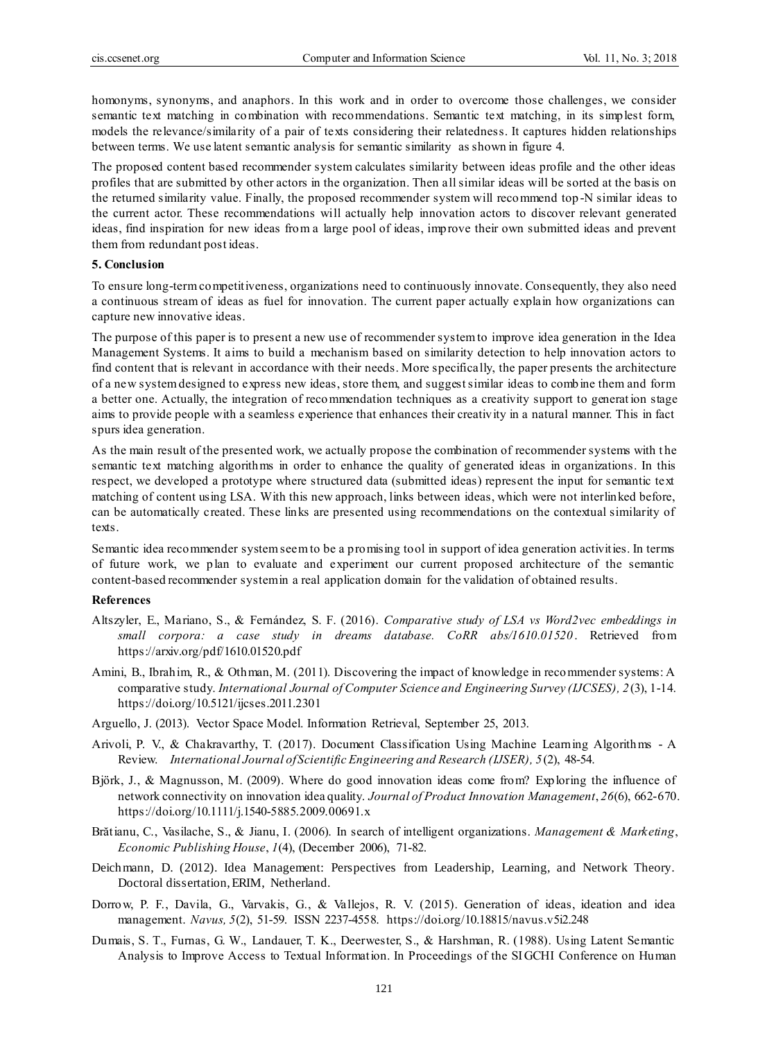homonyms, synonyms, and anaphors. In this work and in order to overcome those challenges, we consider semantic text matching in combination with recommendations. Semantic text matching, in its simplest form, models the relevance/similarity of a pair of texts considering their relatedness. It captures hidden relationships between terms. We use latent semantic analysis for semantic similarity as shown in figure 4.

The proposed content based recommender system calculates similarity between ideas profile and the other ideas profiles that are submitted by other actors in the organization. Then all similar ideas will be sorted at the basis on the returned similarity value. Finally, the proposed recommender system will recommend top-N similar ideas to the current actor. These recommendations will actually help innovation actors to discover relevant generated ideas, find inspiration for new ideas from a large pool of ideas, improve their own submitted ideas and prevent them from redundant post ideas.

## 5. Conclusion

To ensure long-term competitiveness, organizations need to continuously innovate. Consequently, they also need a continuous stream of ideas as fuel for innovation. The current paper actually explain how organizations can capture new innovative ideas.

The purpose of this paper is to present a new use of recommender system to improve idea generation in the Idea Management Systems. It aims to build a mechanism based on similarity detection to help innovation actors to find content that is relevant in accordance with their needs. More specifically, the paper presents the architecture of a new system designed to express new ideas, store them, and suggest similar ideas to combine them and form a better one. Actually, the integration of recommendation techniques as a creativity support to generation stage aims to provide people with a seamless experience that enhances their creativity in a natural manner. This in fact spurs idea generation.

As the main result of the presented work, we actually propose the combination of recommender systems with the semantic text matching algorithms in order to enhance the quality of generated ideas in organizations. In this respect, we developed a prototype where structured data (submitted ideas) represent the input for semantic text matching of content using LSA. With this new approach, links between ideas, which were not interlinked before, can be automatically created. These links are presented using recommendations on the contextual similarity of texts.

Semantic idea recommender system seem to be a promising tool in support of idea generation activities. In terms of future work, we plan to evaluate and experiment our current proposed architecture of the semantic content-based recommender system in a real application domain for the validation of obtained results.

## References

Altszyler, E., Mariano, S., & Fernández, S. F. (2016). *Comparative study of LSA vs Word2vec embeddings in small corpora: a case study in dreams database. CoRR abs/1610.01520*. Retrieved from https://arxiv.org/pdf/1610.01520.pdf

Amini, B., Ibrahim, R., & Othman, M. (2011). Discovering the impact of knowledge in recommender systems: A comparative study. *International Journal of Computer Science and Engineering Survey (IJCSES), 2*(3), 1-14. https://doi.org/10.5121/ijcses.2011.2301

Arguello, J. (2013). Vector Space Model. Information Retrieval, September 25, 2013.

Arivoli, P. V., & Chakravarthy, T. (2017). Document Classification Using Machine Learning Algorithms - A Review. *International Journal of Scientific Engineering and Research (IJSER), 5*(2), 48-54.

Björk, J., & Magnusson, M. (2009). Where do good innovation ideas come from? Exploring the influence of network connectivity on innovation idea quality. *Journal of Product Innovation Management*, *26*(6), 662-670. https://doi.org/10.1111/j.1540-5885.2009.00691.x

Brătianu, C., Vasilache, S., & Jianu, I. (2006). In search of intelligent organizations. *Management & Marketing*, *Economic Publishing House*, *1*(4), (December 2006), 71-82.

Deichmann, D. (2012). Idea Management: Perspectives from Leadership, Learning, and Network Theory. Doctoral dissertation, ERIM, Netherland.

Dorrow, P. F., Davila, G., Varvakis, G., & Vallejos, R. V. (2015). Generation of ideas, ideation and idea management. *Navus, 5*(2), 51-59. ISSN 2237-4558. https://doi.org/10.18815/navus.v5i2.248

Dumais, S. T., Furnas, G. W., Landauer, T. K., Deerwester, S., & Harshman, R. (1988). Using Latent Semantic Analysis to Improve Access to Textual Information. In Proceedings of the SIGCHI Conference on Human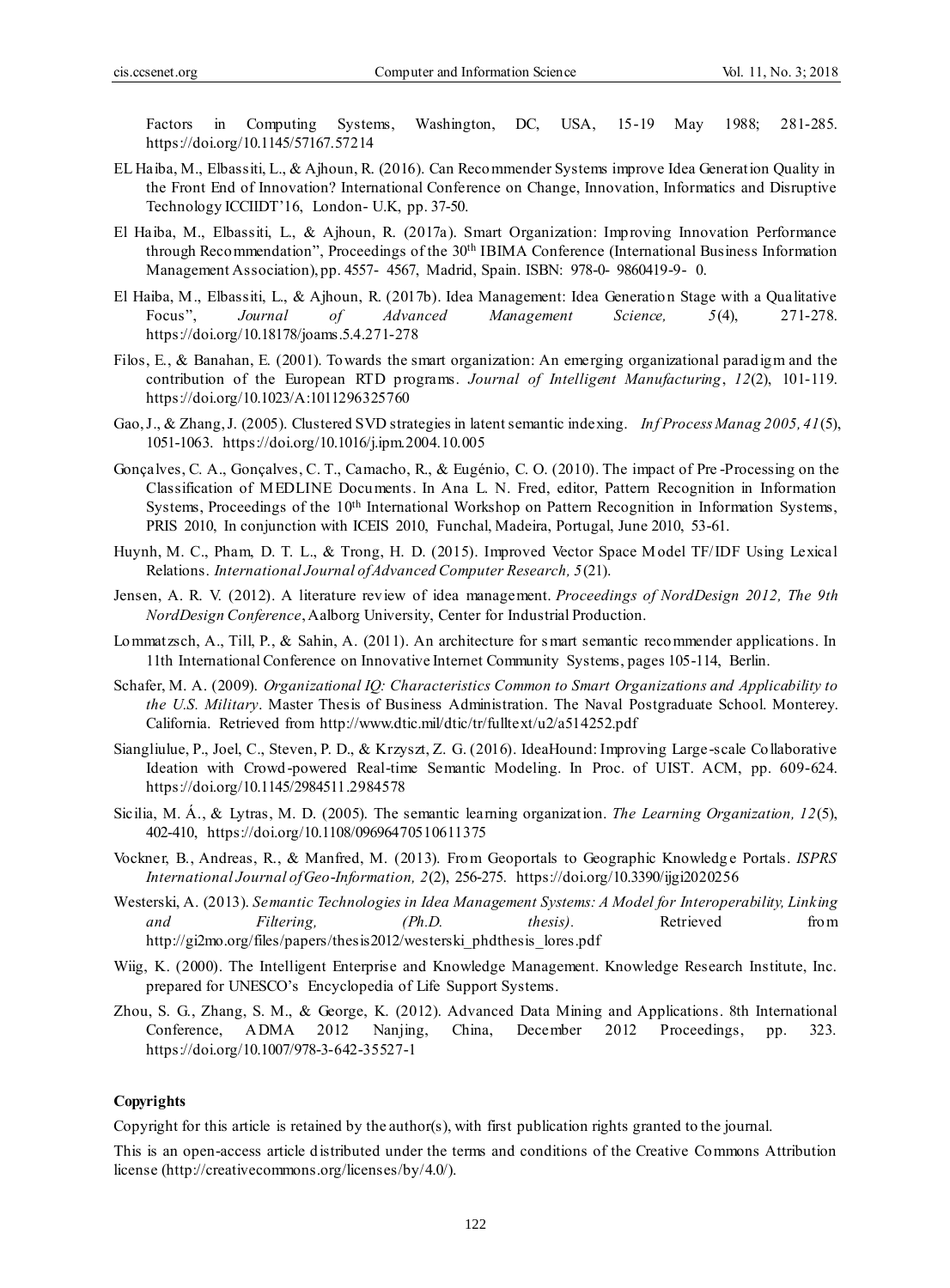Factors in Computing Systems, Washington, DC, USA, 15-19 May 1988; 281-285. https://doi.org/10.1145/57167.57214

EL Haiba, M., Elbassiti, L., & Ajhoun, R. (2016). Can Recommender Systems improve Idea Generation Quality in the Front End of Innovation? International Conference on Change, Innovation, Informatics and Disruptive Technology ICCIIDT'16, London- U.K, pp. 37-50.

El Haiba, M., Elbassiti, L., & Ajhoun, R. (2017a). Smart Organization: Improving Innovation Performance through Recommendation", Proceedings of the 30th IBIMA Conference (International Business Information Management Association), pp. 4557- 4567, Madrid, Spain. ISBN: 978-0- 9860419-9- 0.

El Haiba, M., Elbassiti, L., & Ajhoun, R. (2017b). Idea Management: Idea Generation Stage with a Qualitative Focus", *Journal of Advanced Management Science, 5*(4), 271-278. https://doi.org/10.18178/joams.5.4.271-278

Filos, E., & Banahan, E. (2001). Towards the smart organization: An emerging organizational paradigm and the contribution of the European RTD programs. *Journal of Intelligent Manufacturing*, *12*(2), 101-119. https://doi.org/10.1023/A:1011296325760

Gao, J., & Zhang, J. (2005). Clustered SVD strategies in latent semantic indexing. *Inf Process Manag 2005, 41*(5), 1051-1063. https://doi.org/10.1016/j.ipm.2004.10.005

Gonçalves, C. A., Gonçalves, C. T., Camacho, R., & Eugénio, C. O. (2010). The impact of Pre-Processing on the Classification of MEDLINE Documents. In Ana L. N. Fred, editor, Pattern Recognition in Information Systems, Proceedings of the 10th International Workshop on Pattern Recognition in Information Systems, PRIS 2010, In conjunction with ICEIS 2010, Funchal, Madeira, Portugal, June 2010, 53-61.

Huynh, M. C., Pham, D. T. L., & Trong, H. D. (2015). Improved Vector Space Model TF/IDF Using Lexical Relations. *International Journal of Advanced Computer Research, 5*(21).

Jensen, A. R. V. (2012). A literature review of idea management. *Proceedings of NordDesign 2012, The 9th NordDesign Conference*, Aalborg University, Center for Industrial Production.

Lommatzsch, A., Till, P., & Sahin, A. (2011). An architecture for smart semantic recommender applications. In 11th International Conference on Innovative Internet Community Systems, pages 105-114, Berlin.

Schafer, M. A. (2009). *Organizational IQ: Characteristics Common to Smart Organizations and Applicability to the U.S. Military*. Master Thesis of Business Administration. The Naval Postgraduate School. Monterey. California. Retrieved from http://www.dtic.mil/dtic/tr/fulltext/u2/a514252.pdf

Siangliulue, P., Joel, C., Steven, P. D., & Krzyszt, Z. G. (2016). IdeaHound: Improving Large-scale Collaborative Ideation with Crowd-powered Real-time Semantic Modeling. In Proc. of UIST. ACM, pp. 609-624. https://doi.org/10.1145/2984511.2984578

Sicilia, M. Á., & Lytras, M. D. (2005). The semantic learning organization. *The Learning Organization, 12*(5), 402-410, https://doi.org/10.1108/09696470510611375

Vockner, B., Andreas, R., & Manfred, M. (2013). From Geoportals to Geographic Knowledge Portals. *ISPRS International Journal of Geo-Information, 2*(2), 256-275. https://doi.org/10.3390/ijgi2020256

Westerski, A. (2013). *Semantic Technologies in Idea Management Systems: A Model for Interoperability, Linking and Filtering, (Ph.D. thesis).* Retrieved from http://gi2mo.org/files/papers/thesis2012/westerski_phdthesis_lores.pdf

Wiig, K. (2000). The Intelligent Enterprise and Knowledge Management. Knowledge Research Institute, Inc. prepared for UNESCO's Encyclopedia of Life Support Systems.

Zhou, S. G., Zhang, S. M., & George, K. (2012). Advanced Data Mining and Applications. 8th International Conference, ADMA 2012 Nanjing, China, December 2012 Proceedings, pp. 323. https://doi.org/10.1007/978-3-642-35527-1

**Copyrights**

Copyright for this article is retained by the author(s), with first publication rights granted to the journal.

This is an open-access article distributed under the terms and conditions of the Creative Commons Attribution license (http://creativecommons.org/licenses/by/4.0/).